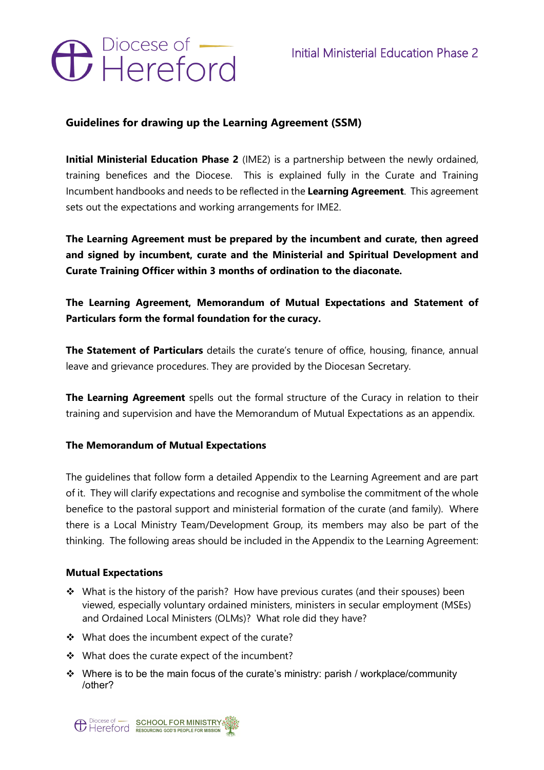## Guidelines for drawing up the Learning Agreement (SSM)

**Initial Ministerial Education Phase 2** (IME2) is a partnership between the newly ordained, training benefices and the Diocese. This is explained fully in the Curate and Training Incumbent handbooks and needs to be reflected in the **Learning Agreement**. This agreement sets out the expectations and working arrangements for IME2.

**The Learning Agreement must be prepared by the incumbent and curate, then agreed and signed by incumbent, curate and the Ministerial and Spiritual Development and Curate Training Officer within 3 months of ordination to the diaconate.**

**The Learning Agreement, Memorandum of Mutual Expectations and Statement of Particulars form the formal foundation for the curacy.**

**The Statement of Particulars** details the curate's tenure of office, housing, finance, annual leave and grievance procedures. They are provided by the Diocesan Secretary.

**The Learning Agreement** spells out the formal structure of the Curacy in relation to their training and supervision and have the Memorandum of Mutual Expectations as an appendix.

### The Memorandum of Mutual Expectations

The guidelines that follow form a detailed Appendix to the Learning Agreement and are part of it. They will clarify expectations and recognise and symbolise the commitment of the whole benefice to the pastoral support and ministerial formation of the curate (and family). Where there is a Local Ministry Team/Development Group, its members may also be part of the thinking. The following areas should be included in the Appendix to the Learning Agreement:

### Mutual Expectations

- What is the history of the parish? How have previous curates (and their spouses) been viewed, especially voluntary ordained ministers, ministers in secular employment (MSEs) and Ordained Local Ministers (OLMs)? What role did they have?
- What does the incumbent expect of the curate?
- What does the curate expect of the incumbent?
- Where is to be the main focus of the curate's ministry: parish / workplace/community /other?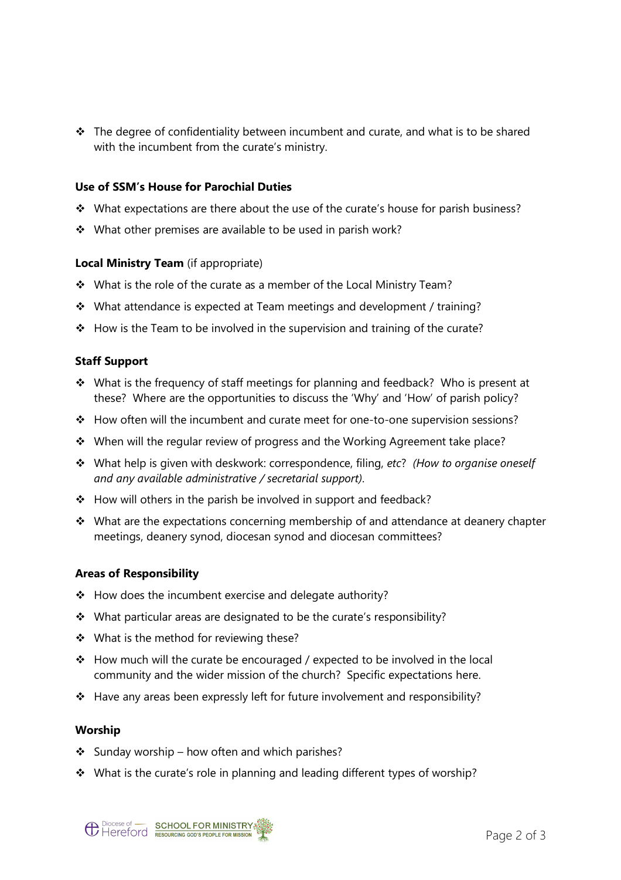- The degree of confidentiality between incumbent and curate, and what is to be shared with the incumbent from the curate's ministry.

**Use of SSM's House for Parochial Duties**

- What expectations are there about the use of the curate's house for parish business?
- What other premises are available to be used in parish work?

**Local Ministry Team** (if appropriate)

- What is the role of the curate as a member of the Local Ministry Team?
- What attendance is expected at Team meetings and development / training?
- How is the Team to be involved in the supervision and training of the curate?

**Staff Support**

- What is the frequency of staff meetings for planning and feedback? Who is present at these? Where are the opportunities to discuss the 'Why' and 'How' of parish policy?
- How often will the incumbent and curate meet for one-to-one supervision sessions?
- When will the regular review of progress and the Working Agreement take place?
- What help is given with deskwork: correspondence, filing, *etc*? *(How to organise oneself and any available administrative / secretarial support)*.
- How will others in the parish be involved in support and feedback?
- What are the expectations concerning membership of and attendance at deanery chapter meetings, deanery synod, diocesan synod and diocesan committees?

**Areas of Responsibility**

- How does the incumbent exercise and delegate authority?
- What particular areas are designated to be the curate's responsibility?
- What is the method for reviewing these?
- How much will the curate be encouraged / expected to be involved in the local community and the wider mission of the church? Specific expectations here.
- Have any areas been expressly left for future involvement and responsibility?

**Worship**

- Sunday worship – how often and which parishes?
- What is the curate's role in planning and leading different types of worship?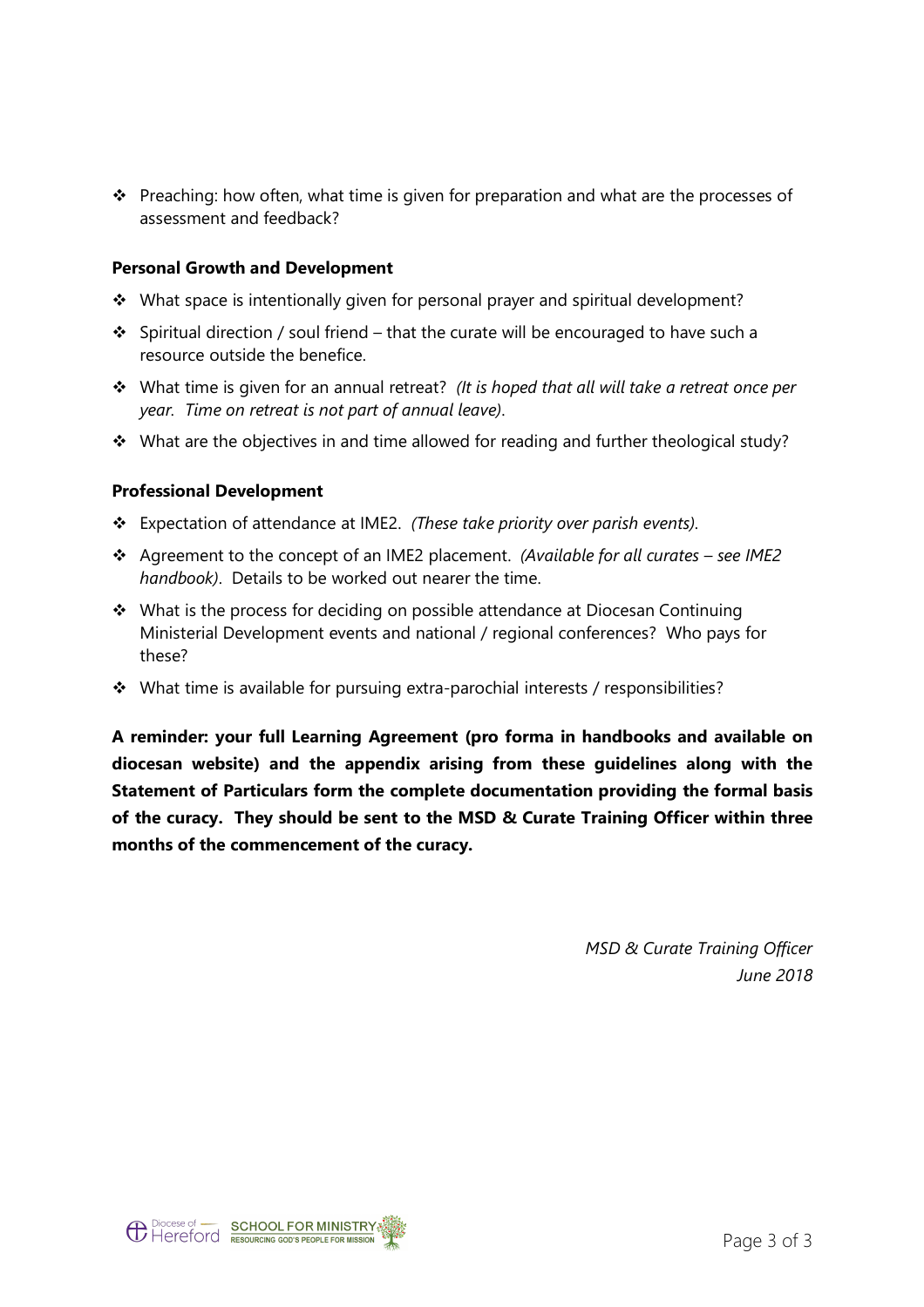- Preaching: how often, what time is given for preparation and what are the processes of assessment and feedback?

**Personal Growth and Development**

- What space is intentionally given for personal prayer and spiritual development?
- Spiritual direction / soul friend – that the curate will be encouraged to have such a resource outside the benefice.
- What time is given for an annual retreat? *(It is hoped that all will take a retreat once per year. Time on retreat is not part of annual leave)*.
- What are the objectives in and time allowed for reading and further theological study?

**Professional Development**

- Expectation of attendance at IME2. *(These take priority over parish events)*.
- Agreement to the concept of an IME2 placement. *(Available for all curates – see IME2 handbook)*. Details to be worked out nearer the time.
- What is the process for deciding on possible attendance at Diocesan Continuing Ministerial Development events and national / regional conferences? Who pays for these?
- What time is available for pursuing extra-parochial interests / responsibilities?

**A reminder: your full Learning Agreement (pro forma in handbooks and available on diocesan website) and the appendix arising from these guidelines along with the Statement of Particulars form the complete documentation providing the formal basis of the curacy. They should be sent to the MSD & Curate Training Officer within three months of the commencement of the curacy.**

*MSD & Curate Training Officer*
*June 2018*